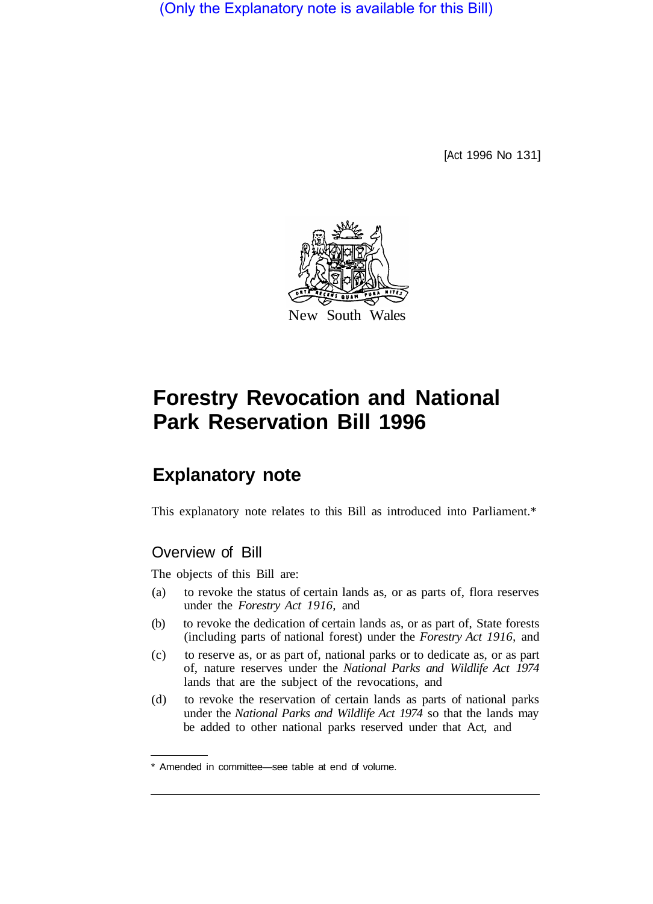(Only the Explanatory note is available for this Bill)

[Act 1996 No 131]

New South Wales

# Forestry Revocation and National Park Reservation Bill 1996

## Explanatory note

This explanatory note relates to this Bill as introduced into Parliament.*

### Overview of Bill

The objects of this Bill are:

(a) to revoke the status of certain lands as, or as parts of, flora reserves under the *Forestry Act 1916*, and

(b) to revoke the dedication of certain lands as, or as part of, State forests (including parts of national forest) under the *Forestry Act 1916*, and

(c) to reserve as, or as part of, national parks or to dedicate as, or as part of, nature reserves under the *National Parks and Wildlife Act 1974* lands that are the subject of the revocations, and

(d) to revoke the reservation of certain lands as parts of national parks under the *National Parks and Wildlife Act 1974* so that the lands may be added to other national parks reserved under that Act, and

* Amended in committee—see table at end of volume.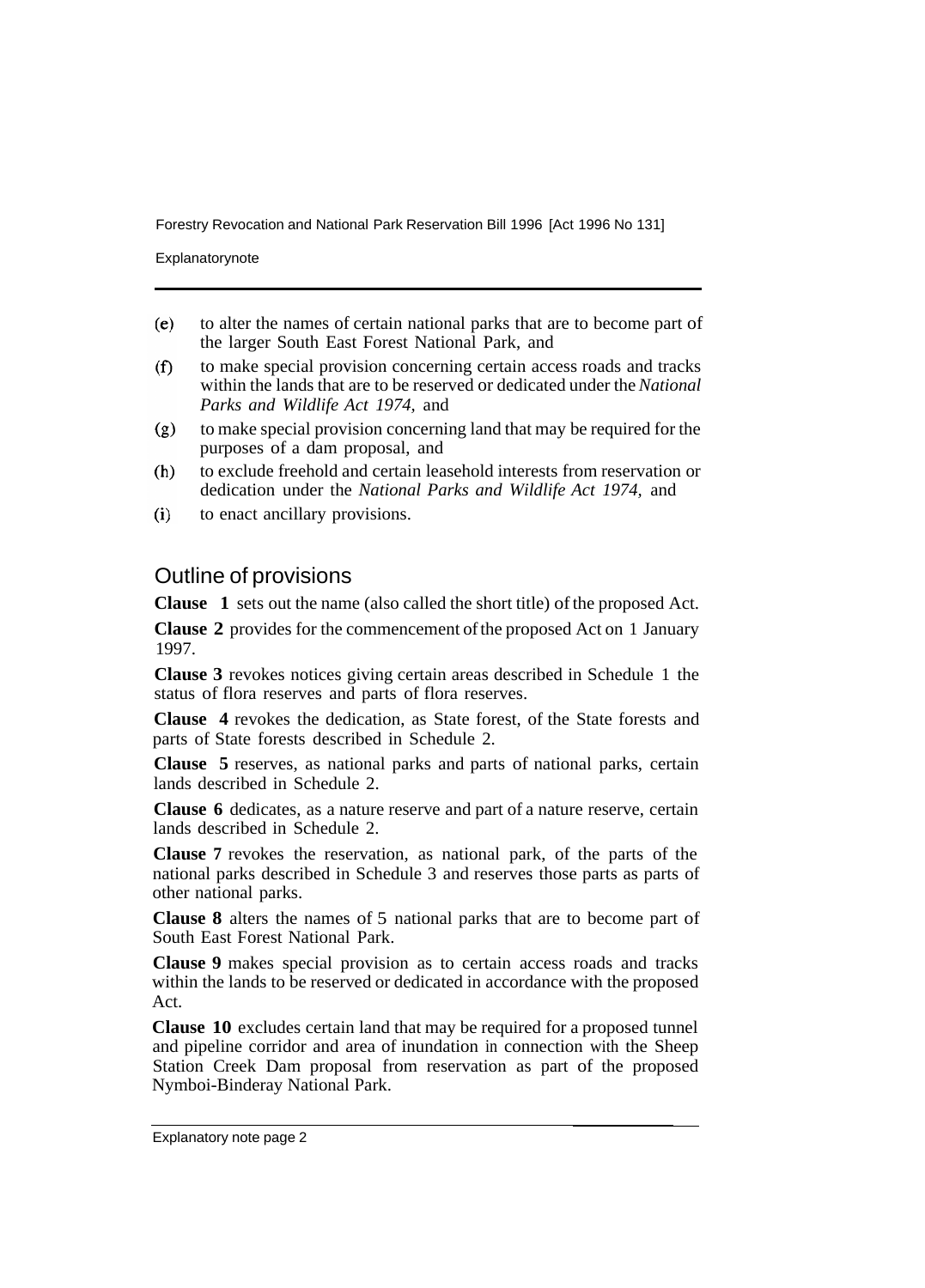(e) to alter the names of certain national parks that are to become part of the larger South East Forest National Park, and

(f) to make special provision concerning certain access roads and tracks within the lands that are to be reserved or dedicated under the *National Parks and Wildlife Act 1974*, and

(g) to make special provision concerning land that may be required for the purposes of a dam proposal, and

(h) to exclude freehold and certain leasehold interests from reservation or dedication under the *National Parks and Wildlife Act 1974*, and

(i) to enact ancillary provisions.

## Outline of provisions

**Clause 1** sets out the name (also called the short title) of the proposed Act.

**Clause 2** provides for the commencement of the proposed Act on 1 January 1997.

**Clause 3** revokes notices giving certain areas described in Schedule 1 the status of flora reserves and parts of flora reserves.

**Clause 4** revokes the dedication, as State forest, of the State forests and parts of State forests described in Schedule 2.

**Clause 5** reserves, as national parks and parts of national parks, certain lands described in Schedule 2.

**Clause 6** dedicates, as a nature reserve and part of a nature reserve, certain lands described in Schedule 2.

**Clause 7** revokes the reservation, as national park, of the parts of the national parks described in Schedule 3 and reserves those parts as parts of other national parks.

**Clause 8** alters the names of 5 national parks that are to become part of South East Forest National Park.

**Clause 9** makes special provision as to certain access roads and tracks within the lands to be reserved or dedicated in accordance with the proposed Act.

**Clause 10** excludes certain land that may be required for a proposed tunnel and pipeline corridor and area of inundation in connection with the Sheep Station Creek Dam proposal from reservation as part of the proposed Nymboi-Binderay National Park.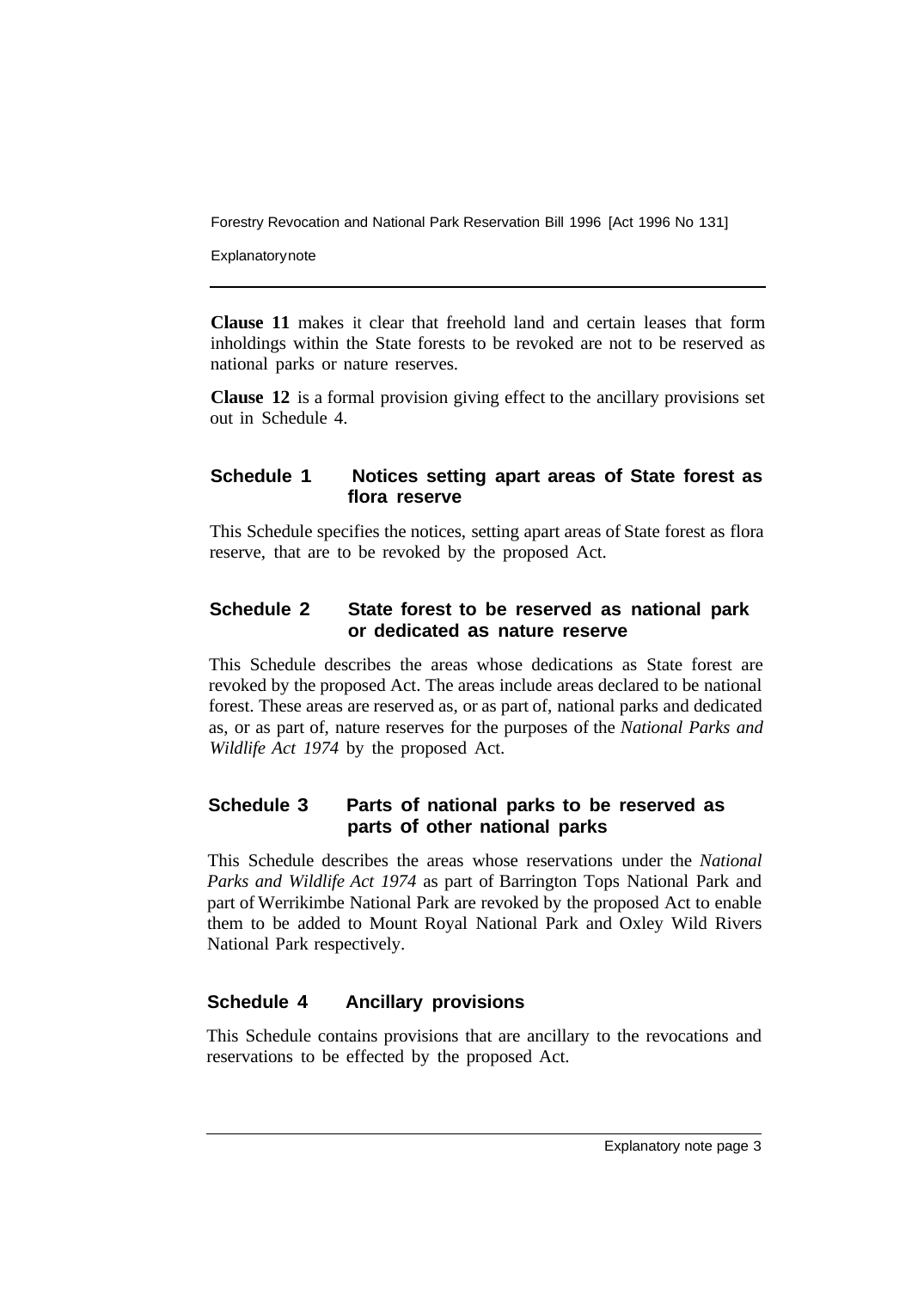**Clause 11** makes it clear that freehold land and certain leases that form inholdings within the State forests to be revoked are not to be reserved as national parks or nature reserves.

**Clause 12** is a formal provision giving effect to the ancillary provisions set out in Schedule 4.

## Schedule 1 Notices setting apart areas of State forest as flora reserve

This Schedule specifies the notices, setting apart areas of State forest as flora reserve, that are to be revoked by the proposed Act.

## Schedule 2 State forest to be reserved as national park or dedicated as nature reserve

This Schedule describes the areas whose dedications as State forest are revoked by the proposed Act. The areas include areas declared to be national forest. These areas are reserved as, or as part of, national parks and dedicated as, or as part of, nature reserves for the purposes of the *National Parks and Wildlife Act 1974* by the proposed Act.

## Schedule 3 Parts of national parks to be reserved as parts of other national parks

This Schedule describes the areas whose reservations under the *National Parks and Wildlife Act 1974* as part of Barrington Tops National Park and part of Werrikimbe National Park are revoked by the proposed Act to enable them to be added to Mount Royal National Park and Oxley Wild Rivers National Park respectively.

## Schedule 4 Ancillary provisions

This Schedule contains provisions that are ancillary to the revocations and reservations to be effected by the proposed Act.